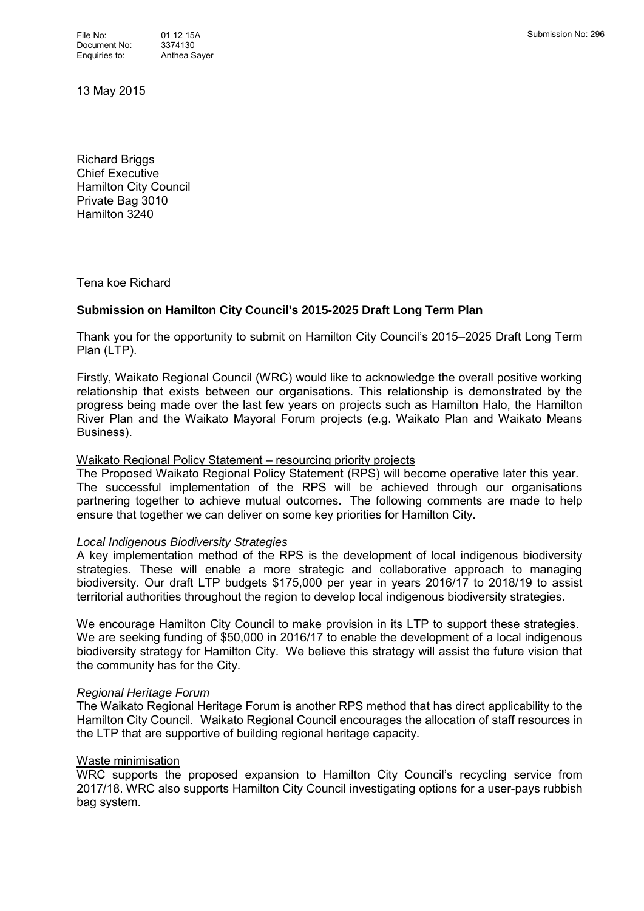File No: 01 12 15A
Document No: 3374130
Enquiries to: Anthea Sayer

Submission No: 296

13 May 2015

Richard Briggs
Chief Executive
Hamilton City Council
Private Bag 3010
Hamilton 3240

Tena koe Richard

**Submission on Hamilton City Council's 2015-2025 Draft Long Term Plan**

Thank you for the opportunity to submit on Hamilton City Council's 2015–2025 Draft Long Term Plan (LTP).

Firstly, Waikato Regional Council (WRC) would like to acknowledge the overall positive working relationship that exists between our organisations. This relationship is demonstrated by the progress being made over the last few years on projects such as Hamilton Halo, the Hamilton River Plan and the Waikato Mayoral Forum projects (e.g. Waikato Plan and Waikato Means Business).

<u>Waikato Regional Policy Statement – resourcing priority projects</u>

The Proposed Waikato Regional Policy Statement (RPS) will become operative later this year. The successful implementation of the RPS will be achieved through our organisations partnering together to achieve mutual outcomes. The following comments are made to help ensure that together we can deliver on some key priorities for Hamilton City.

*Local Indigenous Biodiversity Strategies*

A key implementation method of the RPS is the development of local indigenous biodiversity strategies. These will enable a more strategic and collaborative approach to managing biodiversity. Our draft LTP budgets $175,000 per year in years 2016/17 to 2018/19 to assist territorial authorities throughout the region to develop local indigenous biodiversity strategies.

We encourage Hamilton City Council to make provision in its LTP to support these strategies. We are seeking funding of $50,000 in 2016/17 to enable the development of a local indigenous biodiversity strategy for Hamilton City. We believe this strategy will assist the future vision that the community has for the City.

*Regional Heritage Forum*

The Waikato Regional Heritage Forum is another RPS method that has direct applicability to the Hamilton City Council. Waikato Regional Council encourages the allocation of staff resources in the LTP that are supportive of building regional heritage capacity.

<u>Waste minimisation</u>

WRC supports the proposed expansion to Hamilton City Council's recycling service from 2017/18. WRC also supports Hamilton City Council investigating options for a user-pays rubbish bag system.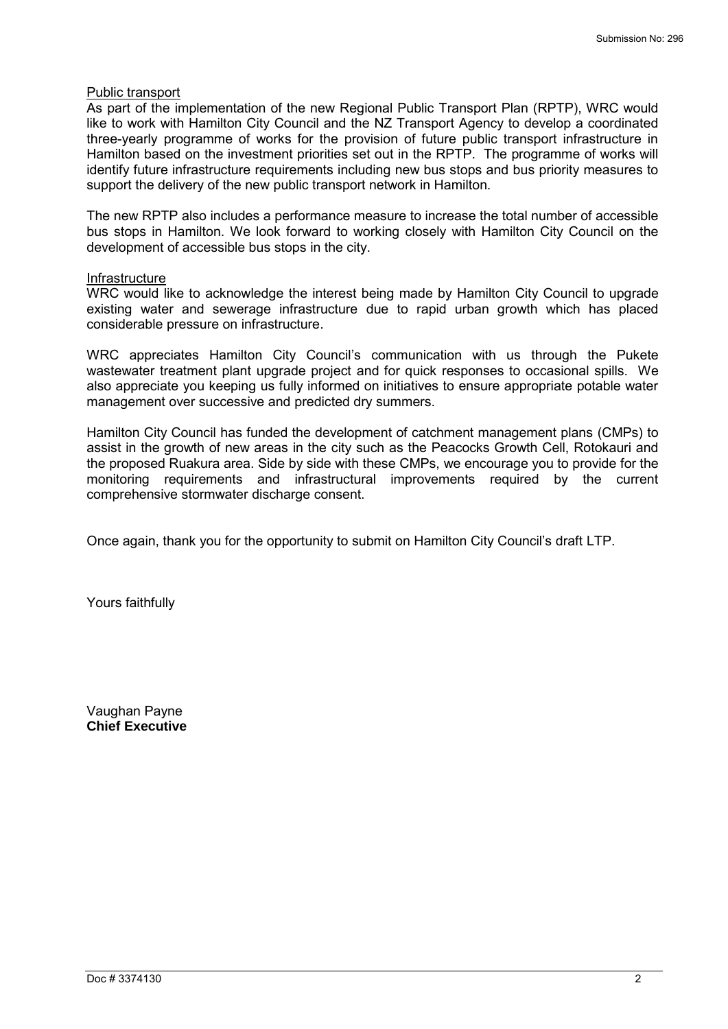<u>Public transport</u>

As part of the implementation of the new Regional Public Transport Plan (RPTP), WRC would like to work with Hamilton City Council and the NZ Transport Agency to develop a coordinated three-yearly programme of works for the provision of future public transport infrastructure in Hamilton based on the investment priorities set out in the RPTP. The programme of works will identify future infrastructure requirements including new bus stops and bus priority measures to support the delivery of the new public transport network in Hamilton.

The new RPTP also includes a performance measure to increase the total number of accessible bus stops in Hamilton. We look forward to working closely with Hamilton City Council on the development of accessible bus stops in the city.

<u>Infrastructure</u>

WRC would like to acknowledge the interest being made by Hamilton City Council to upgrade existing water and sewerage infrastructure due to rapid urban growth which has placed considerable pressure on infrastructure.

WRC appreciates Hamilton City Council's communication with us through the Pukete wastewater treatment plant upgrade project and for quick responses to occasional spills. We also appreciate you keeping us fully informed on initiatives to ensure appropriate potable water management over successive and predicted dry summers.

Hamilton City Council has funded the development of catchment management plans (CMPs) to assist in the growth of new areas in the city such as the Peacocks Growth Cell, Rotokauri and the proposed Ruakura area. Side by side with these CMPs, we encourage you to provide for the monitoring requirements and infrastructural improvements required by the current comprehensive stormwater discharge consent.

Once again, thank you for the opportunity to submit on Hamilton City Council's draft LTP.

Yours faithfully

Vaughan Payne
**Chief Executive**